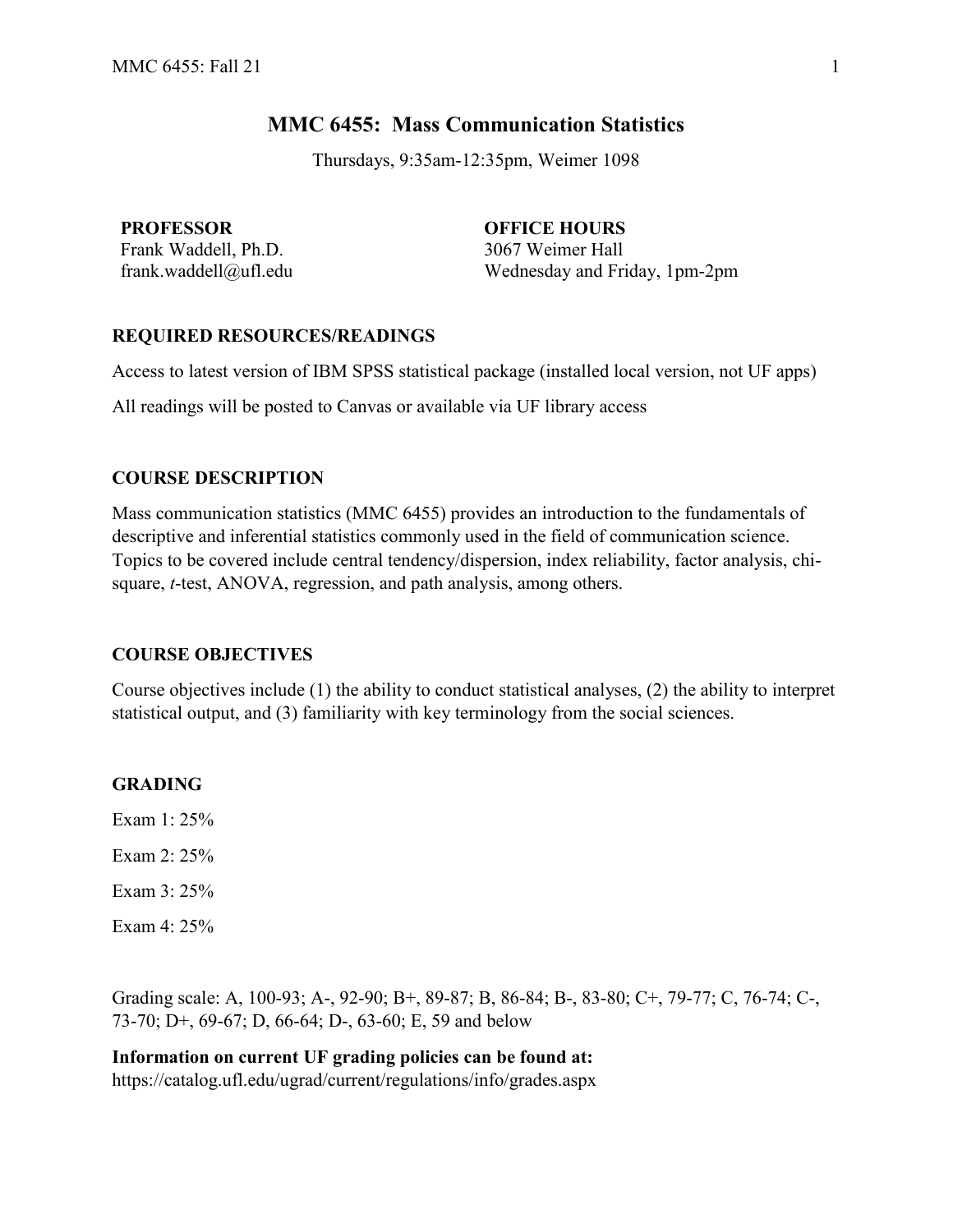# MMC 6455: Mass Communication Statistics

Thursdays, 9:35am-12:35pm, Weimer 1098

**PROFESSOR**
Frank Waddell, Ph.D.
frank.waddell@ufl.edu

**OFFICE HOURS**
3067 Weimer Hall
Wednesday and Friday, 1pm-2pm

## REQUIRED RESOURCES/READINGS

Access to latest version of IBM SPSS statistical package (installed local version, not UF apps)

All readings will be posted to Canvas or available via UF library access

## COURSE DESCRIPTION

Mass communication statistics (MMC 6455) provides an introduction to the fundamentals of descriptive and inferential statistics commonly used in the field of communication science. Topics to be covered include central tendency/dispersion, index reliability, factor analysis, chi-square, *t*-test, ANOVA, regression, and path analysis, among others.

## COURSE OBJECTIVES

Course objectives include (1) the ability to conduct statistical analyses, (2) the ability to interpret statistical output, and (3) familiarity with key terminology from the social sciences.

## GRADING

Exam 1: 25%

Exam 2: 25%

Exam 3: 25%

Exam 4: 25%

Grading scale: A, 100-93; A-, 92-90; B+, 89-87; B, 86-84; B-, 83-80; C+, 79-77; C, 76-74; C-, 73-70; D+, 69-67; D, 66-64; D-, 63-60; E, 59 and below

**Information on current UF grading policies can be found at:**
https://catalog.ufl.edu/ugrad/current/regulations/info/grades.aspx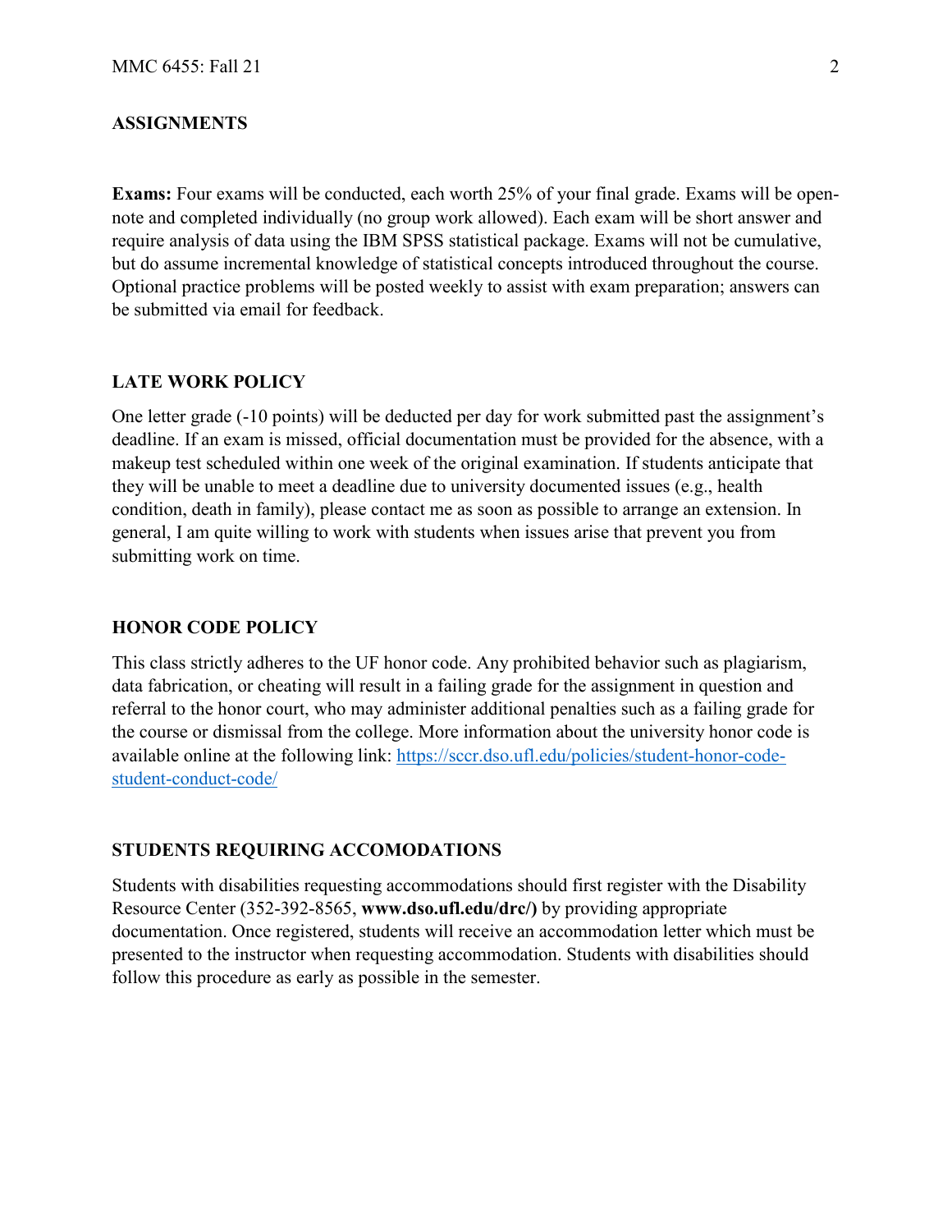## ASSIGNMENTS

**Exams:** Four exams will be conducted, each worth 25% of your final grade. Exams will be open-note and completed individually (no group work allowed). Each exam will be short answer and require analysis of data using the IBM SPSS statistical package. Exams will not be cumulative, but do assume incremental knowledge of statistical concepts introduced throughout the course. Optional practice problems will be posted weekly to assist with exam preparation; answers can be submitted via email for feedback.

## LATE WORK POLICY

One letter grade (-10 points) will be deducted per day for work submitted past the assignment's deadline. If an exam is missed, official documentation must be provided for the absence, with a makeup test scheduled within one week of the original examination. If students anticipate that they will be unable to meet a deadline due to university documented issues (e.g., health condition, death in family), please contact me as soon as possible to arrange an extension. In general, I am quite willing to work with students when issues arise that prevent you from submitting work on time.

## HONOR CODE POLICY

This class strictly adheres to the UF honor code. Any prohibited behavior such as plagiarism, data fabrication, or cheating will result in a failing grade for the assignment in question and referral to the honor court, who may administer additional penalties such as a failing grade for the course or dismissal from the college. More information about the university honor code is available online at the following link: [https://sccr.dso.ufl.edu/policies/student-honor-code-student-conduct-code/](https://sccr.dso.ufl.edu/policies/student-honor-code-student-conduct-code/)

## STUDENTS REQUIRING ACCOMODATIONS

Students with disabilities requesting accommodations should first register with the Disability Resource Center (352-392-8565, **www.dso.ufl.edu/drc/)** by providing appropriate documentation. Once registered, students will receive an accommodation letter which must be presented to the instructor when requesting accommodation. Students with disabilities should follow this procedure as early as possible in the semester.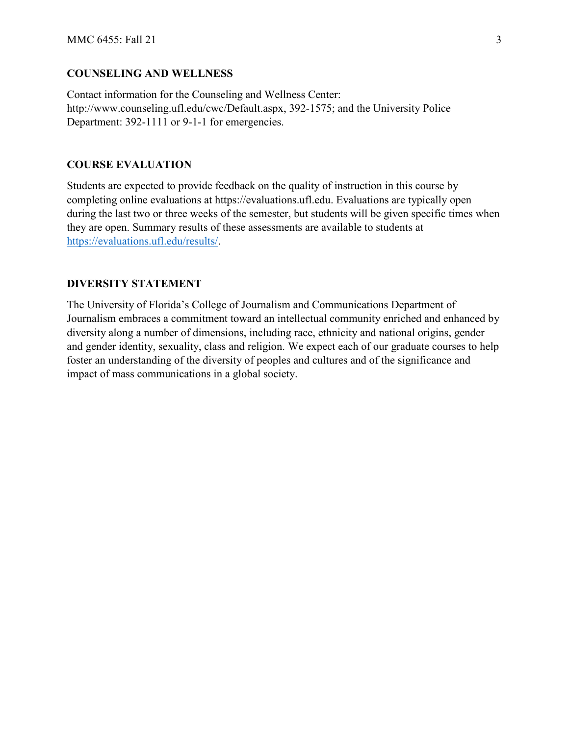## COUNSELING AND WELLNESS

Contact information for the Counseling and Wellness Center: http://www.counseling.ufl.edu/cwc/Default.aspx, 392-1575; and the University Police Department: 392-1111 or 9-1-1 for emergencies.

## COURSE EVALUATION

Students are expected to provide feedback on the quality of instruction in this course by completing online evaluations at https://evaluations.ufl.edu. Evaluations are typically open during the last two or three weeks of the semester, but students will be given specific times when they are open. Summary results of these assessments are available to students at https://evaluations.ufl.edu/results/.

## DIVERSITY STATEMENT

The University of Florida's College of Journalism and Communications Department of Journalism embraces a commitment toward an intellectual community enriched and enhanced by diversity along a number of dimensions, including race, ethnicity and national origins, gender and gender identity, sexuality, class and religion. We expect each of our graduate courses to help foster an understanding of the diversity of peoples and cultures and of the significance and impact of mass communications in a global society.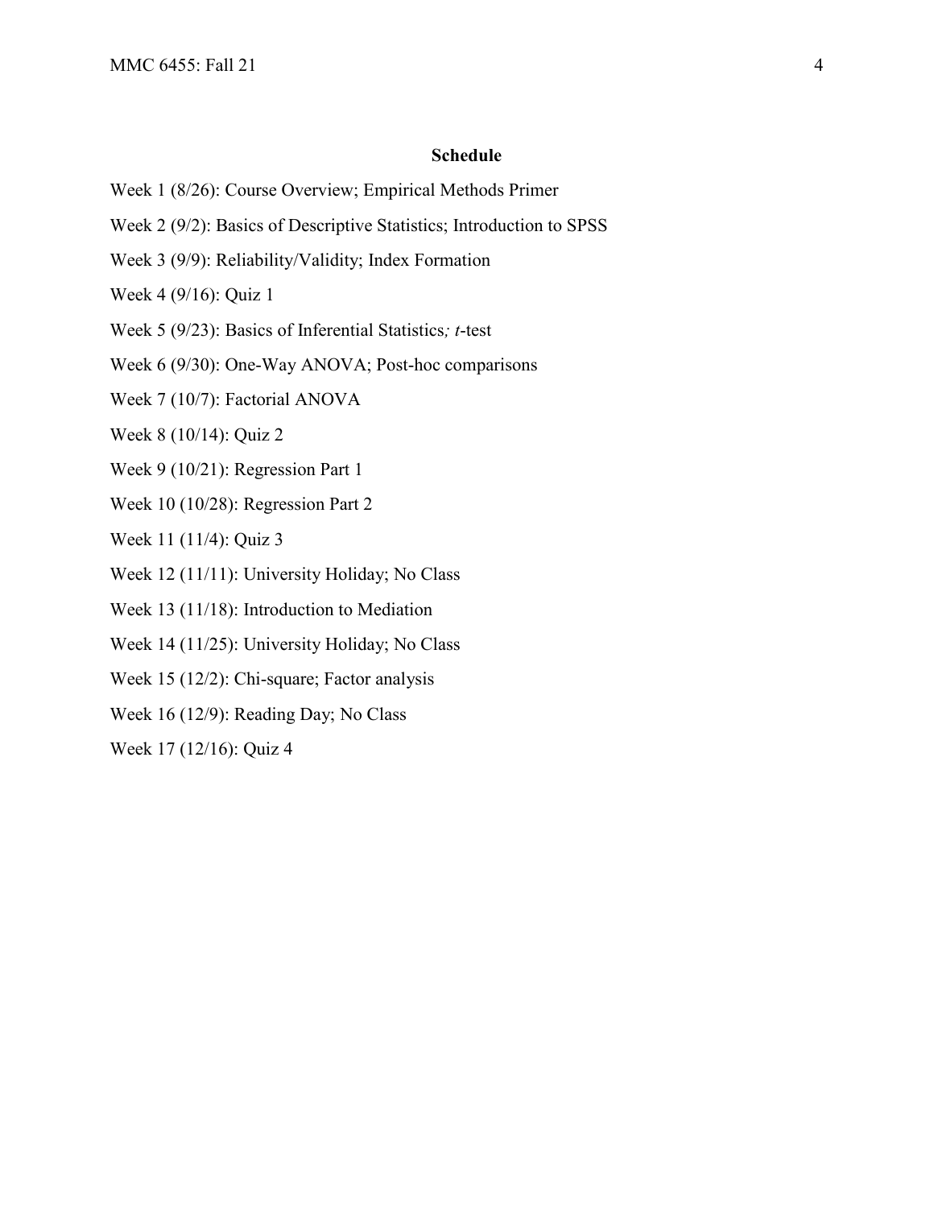## Schedule

Week 1 (8/26): Course Overview; Empirical Methods Primer

Week 2 (9/2): Basics of Descriptive Statistics; Introduction to SPSS

Week 3 (9/9): Reliability/Validity; Index Formation

Week 4 (9/16): Quiz 1

Week 5 (9/23): Basics of Inferential Statistics*;* *t*-test

Week 6 (9/30): One-Way ANOVA; Post-hoc comparisons

Week 7 (10/7): Factorial ANOVA

Week 8 (10/14): Quiz 2

Week 9 (10/21): Regression Part 1

Week 10 (10/28): Regression Part 2

Week 11 (11/4): Quiz 3

Week 12 (11/11): University Holiday; No Class

Week 13 (11/18): Introduction to Mediation

Week 14 (11/25): University Holiday; No Class

Week 15 (12/2): Chi-square; Factor analysis

Week 16 (12/9): Reading Day; No Class

Week 17 (12/16): Quiz 4